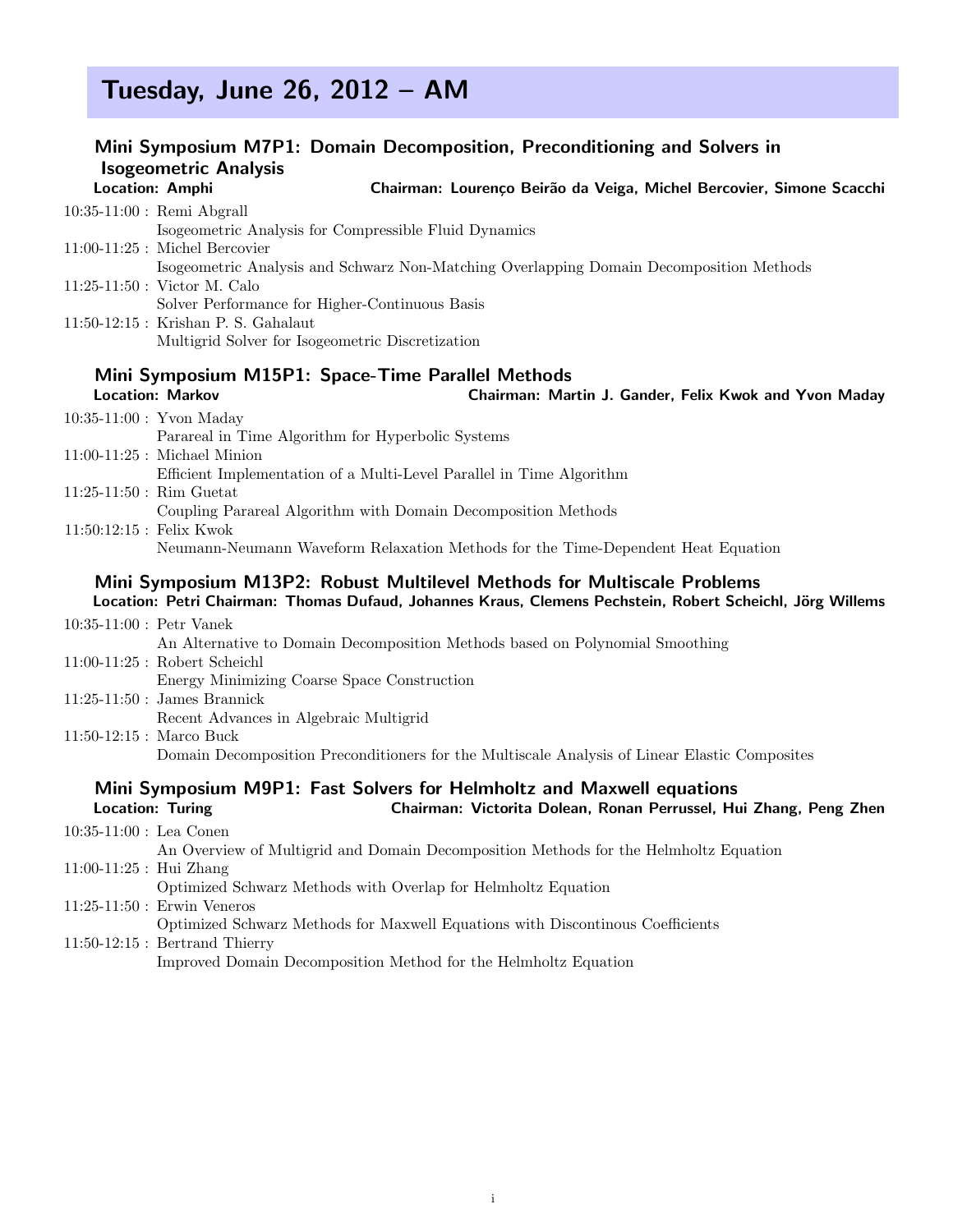# Tuesday, June 26, 2012 – AM

## Mini Symposium M7P1: Domain Decomposition, Preconditioning and Solvers in Isogeometric Analysis

**Location: Amphi** **Chairman: Lourenço Beirão da Veiga, Michel Bercovier, Simone Scacchi**

10:35-11:00 : Remi Abgrall
Isogeometric Analysis for Compressible Fluid Dynamics

11:00-11:25 : Michel Bercovier
Isogeometric Analysis and Schwarz Non-Matching Overlapping Domain Decomposition Methods

11:25-11:50 : Victor M. Calo
Solver Performance for Higher-Continuous Basis

11:50-12:15 : Krishan P. S. Gahalaut
Multigrid Solver for Isogeometric Discretization

## Mini Symposium M15P1: Space-Time Parallel Methods

**Location: Markov** **Chairman: Martin J. Gander, Felix Kwok and Yvon Maday**

10:35-11:00 : Yvon Maday
Parareal in Time Algorithm for Hyperbolic Systems

11:00-11:25 : Michael Minion
Efficient Implementation of a Multi-Level Parallel in Time Algorithm

11:25-11:50 : Rim Guetat
Coupling Parareal Algorithm with Domain Decomposition Methods

11:50:12:15 : Felix Kwok
Neumann-Neumann Waveform Relaxation Methods for the Time-Dependent Heat Equation

## Mini Symposium M13P2: Robust Multilevel Methods for Multiscale Problems

**Location: Petri Chairman: Thomas Dufaud, Johannes Kraus, Clemens Pechstein, Robert Scheichl, Jörg Willems**

10:35-11:00 : Petr Vanek
An Alternative to Domain Decomposition Methods based on Polynomial Smoothing

11:00-11:25 : Robert Scheichl
Energy Minimizing Coarse Space Construction

11:25-11:50 : James Brannick
Recent Advances in Algebraic Multigrid

11:50-12:15 : Marco Buck
Domain Decomposition Preconditioners for the Multiscale Analysis of Linear Elastic Composites

## Mini Symposium M9P1: Fast Solvers for Helmholtz and Maxwell equations

**Location: Turing** **Chairman: Victorita Dolean, Ronan Perrussel, Hui Zhang, Peng Zhen**

10:35-11:00 : Lea Conen
An Overview of Multigrid and Domain Decomposition Methods for the Helmholtz Equation

11:00-11:25 : Hui Zhang
Optimized Schwarz Methods with Overlap for Helmholtz Equation

11:25-11:50 : Erwin Veneros
Optimized Schwarz Methods for Maxwell Equations with Discontinous Coefficients

11:50-12:15 : Bertrand Thierry
Improved Domain Decomposition Method for the Helmholtz Equation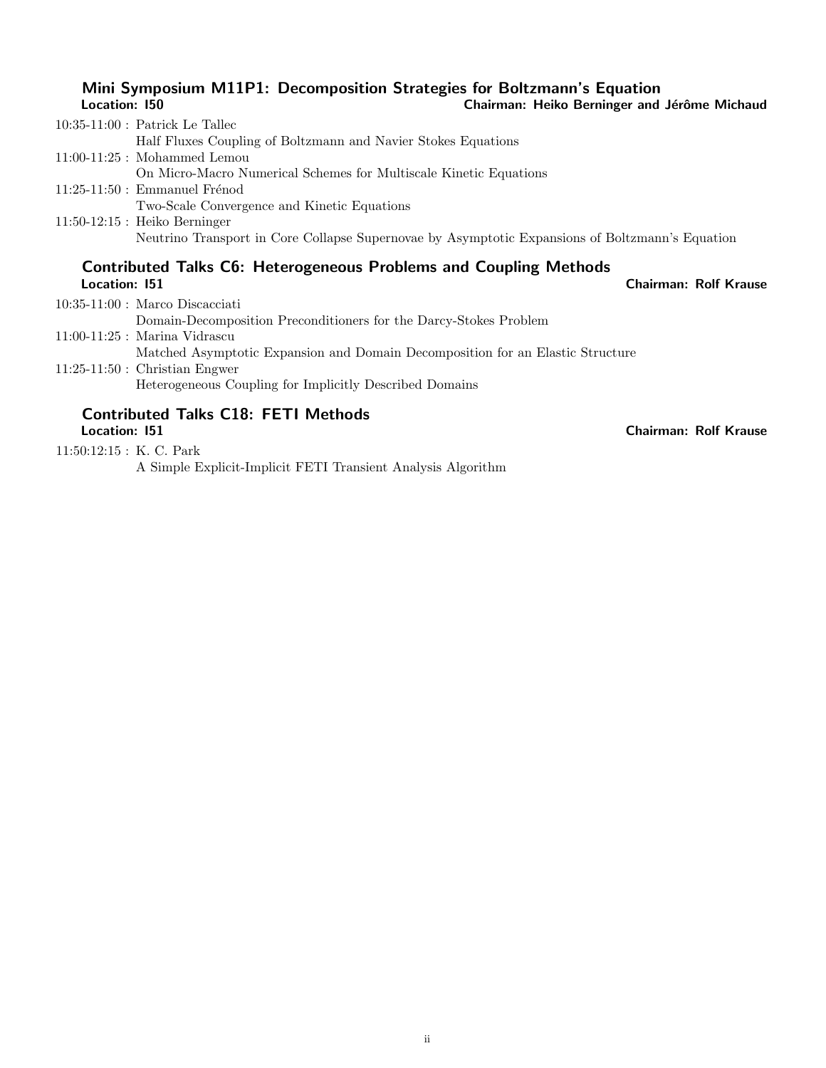### Mini Symposium M11P1: Decomposition Strategies for Boltzmann's Equation

**Location: I50** **Chairman: Heiko Berninger and Jérôme Michaud**

10:35-11:00 : Patrick Le Tallec
Half Fluxes Coupling of Boltzmann and Navier Stokes Equations

11:00-11:25 : Mohammed Lemou
On Micro-Macro Numerical Schemes for Multiscale Kinetic Equations

11:25-11:50 : Emmanuel Frénod
Two-Scale Convergence and Kinetic Equations

11:50-12:15 : Heiko Berninger
Neutrino Transport in Core Collapse Supernovae by Asymptotic Expansions of Boltzmann's Equation

### Contributed Talks C6: Heterogeneous Problems and Coupling Methods

**Location: I51** **Chairman: Rolf Krause**

10:35-11:00 : Marco Discacciati
Domain-Decomposition Preconditioners for the Darcy-Stokes Problem

11:00-11:25 : Marina Vidrascu
Matched Asymptotic Expansion and Domain Decomposition for an Elastic Structure

11:25-11:50 : Christian Engwer
Heterogeneous Coupling for Implicitly Described Domains

### Contributed Talks C18: FETI Methods

**Location: I51** **Chairman: Rolf Krause**

11:50:12:15 : K. C. Park
A Simple Explicit-Implicit FETI Transient Analysis Algorithm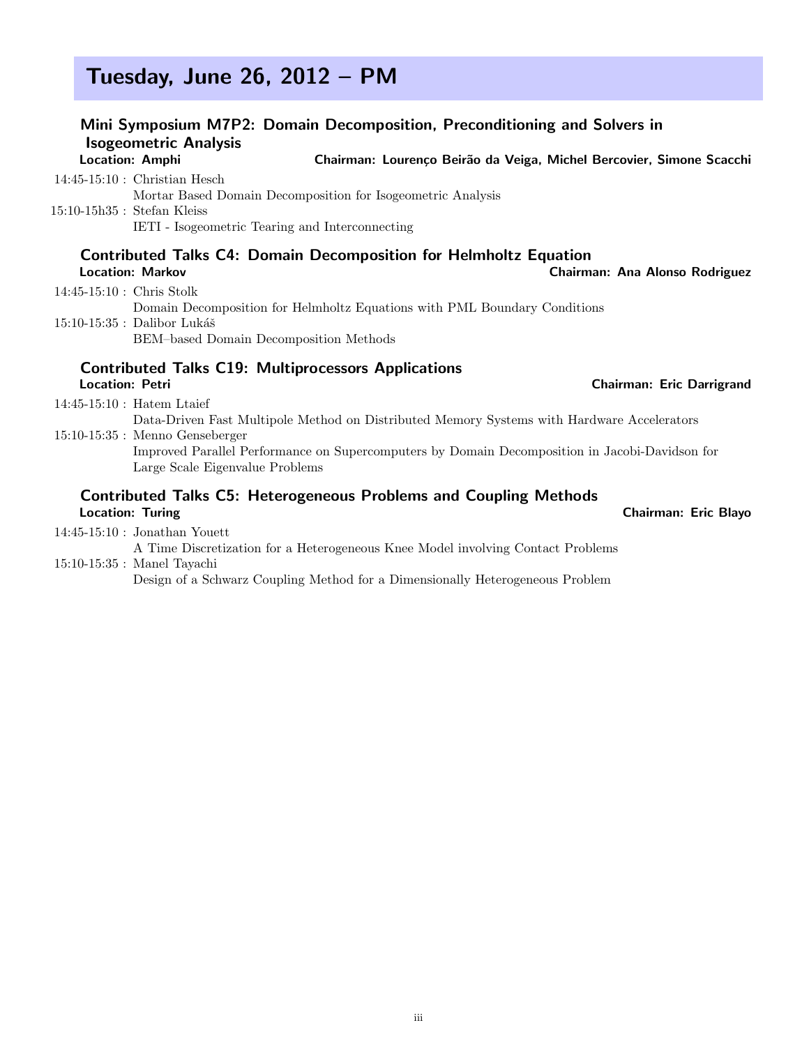# Tuesday, June 26, 2012 – PM

## Mini Symposium M7P2: Domain Decomposition, Preconditioning and Solvers in Isogeometric Analysis

**Location: Amphi** **Chairman: Lourenço Beirão da Veiga, Michel Bercovier, Simone Scacchi**

14:45-15:10 : Christian Hesch
Mortar Based Domain Decomposition for Isogeometric Analysis

15:10-15h35 : Stefan Kleiss
IETI - Isogeometric Tearing and Interconnecting

## Contributed Talks C4: Domain Decomposition for Helmholtz Equation

**Location: Markov** **Chairman: Ana Alonso Rodriguez**

14:45-15:10 : Chris Stolk
Domain Decomposition for Helmholtz Equations with PML Boundary Conditions

15:10-15:35 : Dalibor Lukáš
BEM–based Domain Decomposition Methods

## Contributed Talks C19: Multiprocessors Applications

**Location: Petri** **Chairman: Eric Darrigrand**

14:45-15:10 : Hatem Ltaief
Data-Driven Fast Multipole Method on Distributed Memory Systems with Hardware Accelerators

15:10-15:35 : Menno Genseberger
Improved Parallel Performance on Supercomputers by Domain Decomposition in Jacobi-Davidson for Large Scale Eigenvalue Problems

## Contributed Talks C5: Heterogeneous Problems and Coupling Methods

**Location: Turing** **Chairman: Eric Blayo**

14:45-15:10 : Jonathan Youett
A Time Discretization for a Heterogeneous Knee Model involving Contact Problems

15:10-15:35 : Manel Tayachi
Design of a Schwarz Coupling Method for a Dimensionally Heterogeneous Problem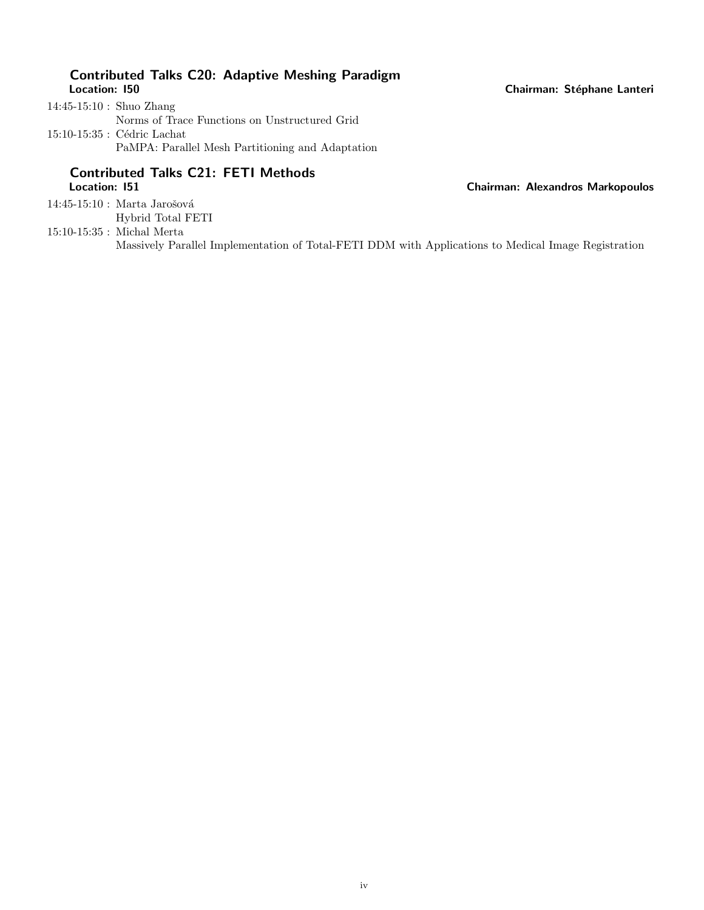## Contributed Talks C20: Adaptive Meshing Paradigm

**Location: I50** **Chairman: Stéphane Lanteri**

14:45-15:10 : Shuo Zhang
Norms of Trace Functions on Unstructured Grid

15:10-15:35 : Cédric Lachat
PaMPA: Parallel Mesh Partitioning and Adaptation

## Contributed Talks C21: FETI Methods

**Location: I51** **Chairman: Alexandros Markopoulos**

14:45-15:10 : Marta Jarošová
Hybrid Total FETI

15:10-15:35 : Michal Merta
Massively Parallel Implementation of Total-FETI DDM with Applications to Medical Image Registration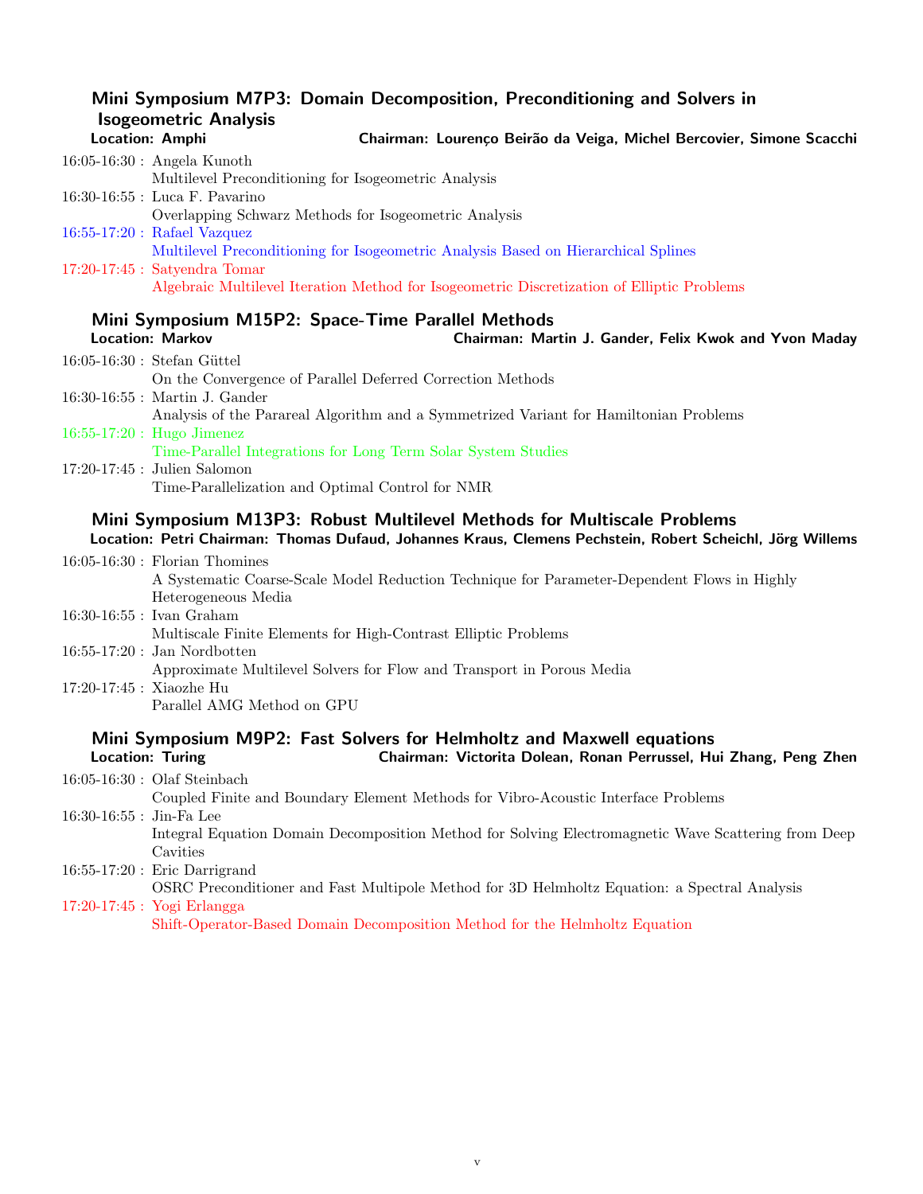### Mini Symposium M7P3: Domain Decomposition, Preconditioning and Solvers in Isogeometric Analysis

**Location: Amphi** **Chairman: Lourenço Beirão da Veiga, Michel Bercovier, Simone Scacchi**

16:05-16:30 : Angela Kunoth
Multilevel Preconditioning for Isogeometric Analysis

16:30-16:55 : Luca F. Pavarino
Overlapping Schwarz Methods for Isogeometric Analysis

16:55-17:20 : Rafael Vazquez
Multilevel Preconditioning for Isogeometric Analysis Based on Hierarchical Splines

17:20-17:45 : Satyendra Tomar
Algebraic Multilevel Iteration Method for Isogeometric Discretization of Elliptic Problems

### Mini Symposium M15P2: Space-Time Parallel Methods

**Location: Markov** **Chairman: Martin J. Gander, Felix Kwok and Yvon Maday**

16:05-16:30 : Stefan Güttel
On the Convergence of Parallel Deferred Correction Methods

16:30-16:55 : Martin J. Gander
Analysis of the Parareal Algorithm and a Symmetrized Variant for Hamiltonian Problems

16:55-17:20 : Hugo Jimenez
Time-Parallel Integrations for Long Term Solar System Studies

17:20-17:45 : Julien Salomon
Time-Parallelization and Optimal Control for NMR

### Mini Symposium M13P3: Robust Multilevel Methods for Multiscale Problems

**Location: Petri Chairman: Thomas Dufaud, Johannes Kraus, Clemens Pechstein, Robert Scheichl, Jörg Willems**

16:05-16:30 : Florian Thomines
A Systematic Coarse-Scale Model Reduction Technique for Parameter-Dependent Flows in Highly Heterogeneous Media

16:30-16:55 : Ivan Graham
Multiscale Finite Elements for High-Contrast Elliptic Problems

16:55-17:20 : Jan Nordbotten
Approximate Multilevel Solvers for Flow and Transport in Porous Media

17:20-17:45 : Xiaozhe Hu
Parallel AMG Method on GPU

### Mini Symposium M9P2: Fast Solvers for Helmholtz and Maxwell equations

**Location: Turing** **Chairman: Victorita Dolean, Ronan Perrussel, Hui Zhang, Peng Zhen**

16:05-16:30 : Olaf Steinbach
Coupled Finite and Boundary Element Methods for Vibro-Acoustic Interface Problems

16:30-16:55 : Jin-Fa Lee
Integral Equation Domain Decomposition Method for Solving Electromagnetic Wave Scattering from Deep Cavities

16:55-17:20 : Eric Darrigrand
OSRC Preconditioner and Fast Multipole Method for 3D Helmholtz Equation: a Spectral Analysis

17:20-17:45 : Yogi Erlangga
Shift-Operator-Based Domain Decomposition Method for the Helmholtz Equation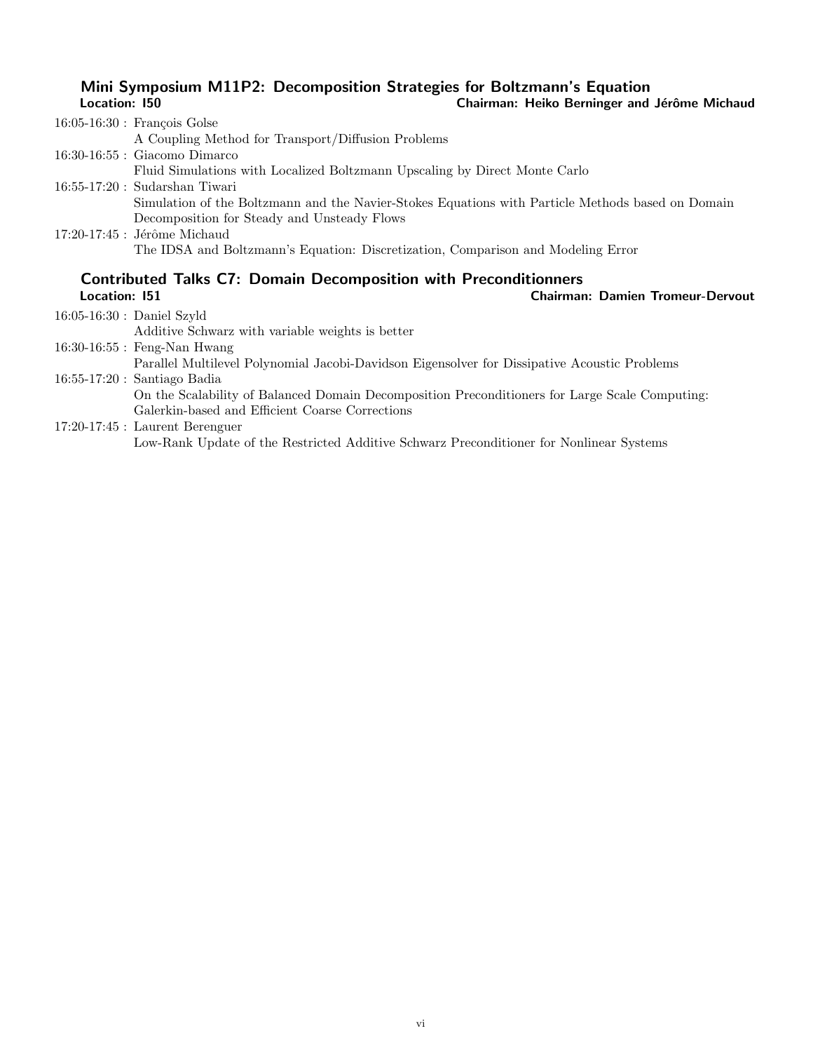## Mini Symposium M11P2: Decomposition Strategies for Boltzmann's Equation

**Location: I50** **Chairman: Heiko Berninger and Jérôme Michaud**

16:05-16:30 : François Golse
A Coupling Method for Transport/Diffusion Problems

16:30-16:55 : Giacomo Dimarco
Fluid Simulations with Localized Boltzmann Upscaling by Direct Monte Carlo

16:55-17:20 : Sudarshan Tiwari
Simulation of the Boltzmann and the Navier-Stokes Equations with Particle Methods based on Domain Decomposition for Steady and Unsteady Flows

17:20-17:45 : Jérôme Michaud
The IDSA and Boltzmann's Equation: Discretization, Comparison and Modeling Error

## Contributed Talks C7: Domain Decomposition with Preconditionners

**Location: I51** **Chairman: Damien Tromeur-Dervout**

16:05-16:30 : Daniel Szyld
Additive Schwarz with variable weights is better

16:30-16:55 : Feng-Nan Hwang
Parallel Multilevel Polynomial Jacobi-Davidson Eigensolver for Dissipative Acoustic Problems

16:55-17:20 : Santiago Badia
On the Scalability of Balanced Domain Decomposition Preconditioners for Large Scale Computing: Galerkin-based and Efficient Coarse Corrections

17:20-17:45 : Laurent Berenguer
Low-Rank Update of the Restricted Additive Schwarz Preconditioner for Nonlinear Systems